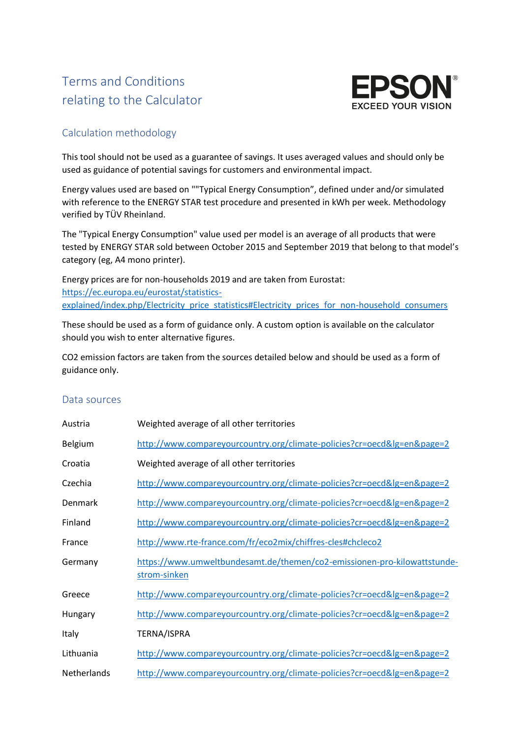# Terms and Conditions relating to the Calculator

EPSON
EXCEED YOUR VISION

## Calculation methodology

This tool should not be used as a guarantee of savings. It uses averaged values and should only be used as guidance of potential savings for customers and environmental impact.

Energy values used are based on ""Typical Energy Consumption", defined under and/or simulated with reference to the ENERGY STAR test procedure and presented in kWh per week. Methodology verified by TÜV Rheinland.

The "Typical Energy Consumption" value used per model is an average of all products that were tested by ENERGY STAR sold between October 2015 and September 2019 that belong to that model's category (eg, A4 mono printer).

Energy prices are for non-households 2019 and are taken from Eurostat: https://ec.europa.eu/eurostat/statistics-explained/index.php/Electricity_price_statistics#Electricity_prices_for_non-household_consumers

These should be used as a form of guidance only. A custom option is available on the calculator should you wish to enter alternative figures.

$CO_2$ emission factors are taken from the sources detailed below and should be used as a form of guidance only.

## Data sources

| | |
|---|---|
| Austria | Weighted average of all other territories |
| Belgium | http://www.compareyourcountry.org/climate-policies?cr=oecd&lg=en&page=2 |
| Croatia | Weighted average of all other territories |
| Czechia | http://www.compareyourcountry.org/climate-policies?cr=oecd&lg=en&page=2 |
| Denmark | http://www.compareyourcountry.org/climate-policies?cr=oecd&lg=en&page=2 |
| Finland | http://www.compareyourcountry.org/climate-policies?cr=oecd&lg=en&page=2 |
| France | http://www.rte-france.com/fr/eco2mix/chiffres-cles#chcleco2 |
| Germany | https://www.umweltbundesamt.de/themen/co2-emissionen-pro-kilowattstunde-strom-sinken |
| Greece | http://www.compareyourcountry.org/climate-policies?cr=oecd&lg=en&page=2 |
| Hungary | http://www.compareyourcountry.org/climate-policies?cr=oecd&lg=en&page=2 |
| Italy | TERNA/ISPRA |
| Lithuania | http://www.compareyourcountry.org/climate-policies?cr=oecd&lg=en&page=2 |
| Netherlands | http://www.compareyourcountry.org/climate-policies?cr=oecd&lg=en&page=2 |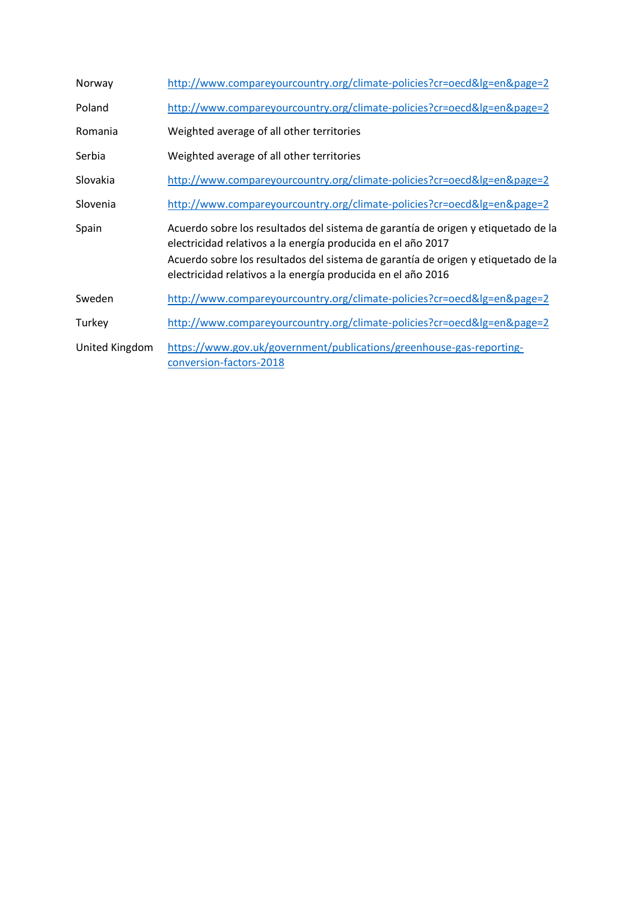| | |
|---|---|
| Norway | http://www.compareyourcountry.org/climate-policies?cr=oecd&lg=en&page=2 |
| Poland | http://www.compareyourcountry.org/climate-policies?cr=oecd&lg=en&page=2 |
| Romania | Weighted average of all other territories |
| Serbia | Weighted average of all other territories |
| Slovakia | http://www.compareyourcountry.org/climate-policies?cr=oecd&lg=en&page=2 |
| Slovenia | http://www.compareyourcountry.org/climate-policies?cr=oecd&lg=en&page=2 |
| Spain | Acuerdo sobre los resultados del sistema de garantía de origen y etiquetado de la electricidad relativos a la energía producida en el año 2017<br>Acuerdo sobre los resultados del sistema de garantía de origen y etiquetado de la electricidad relativos a la energía producida en el año 2016 |
| Sweden | http://www.compareyourcountry.org/climate-policies?cr=oecd&lg=en&page=2 |
| Turkey | http://www.compareyourcountry.org/climate-policies?cr=oecd&lg=en&page=2 |
| United Kingdom | https://www.gov.uk/government/publications/greenhouse-gas-reporting-conversion-factors-2018 |